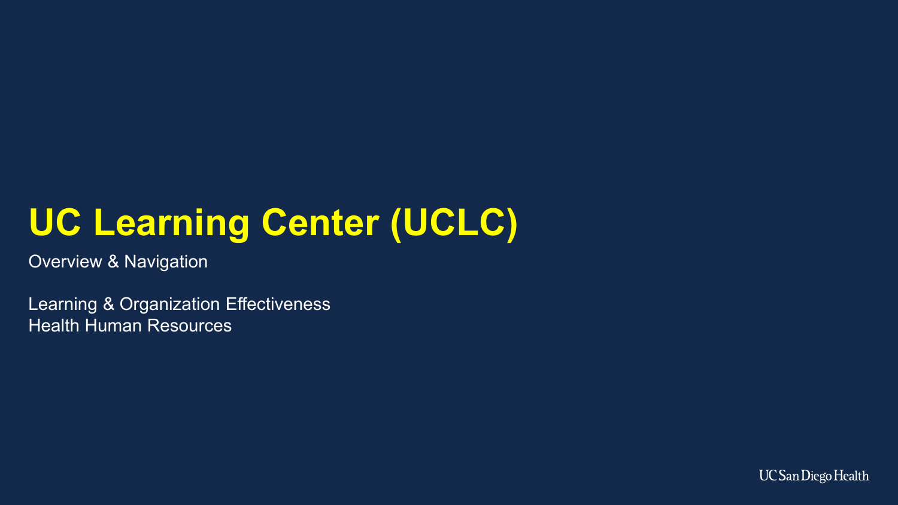# UC Learning Center (UCLC)

Overview & Navigation

Learning & Organization Effectiveness
Health Human Resources

UC San Diego Health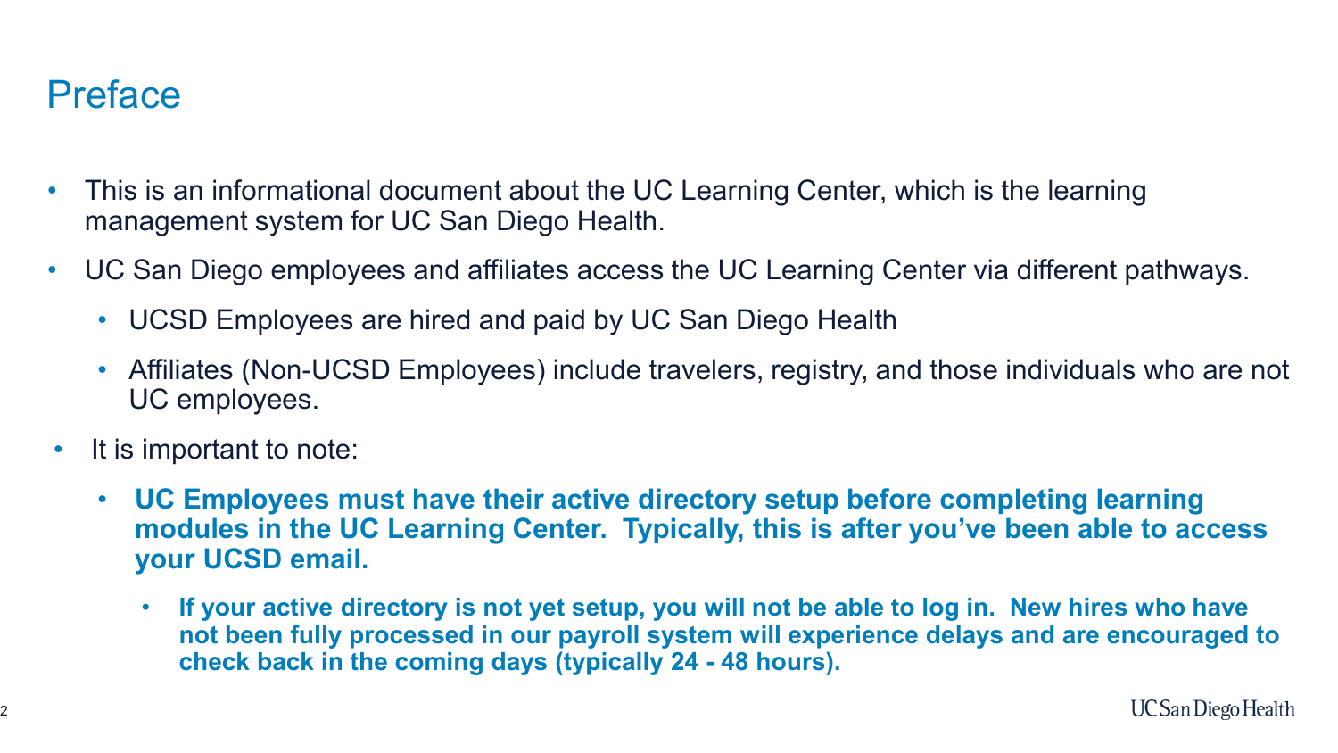# Preface

- This is an informational document about the UC Learning Center, which is the learning management system for UC San Diego Health.
- UC San Diego employees and affiliates access the UC Learning Center via different pathways.
  - UCSD Employees are hired and paid by UC San Diego Health
  - Affiliates (Non-UCSD Employees) include travelers, registry, and those individuals who are not UC employees.
- It is important to note:
  - **UC Employees must have their active directory setup before completing learning modules in the UC Learning Center. Typically, this is after you've been able to access your UCSD email.**
    - **If your active directory is not yet setup, you will not be able to log in. New hires who have not been fully processed in our payroll system will experience delays and are encouraged to check back in the coming days (typically 24 - 48 hours).**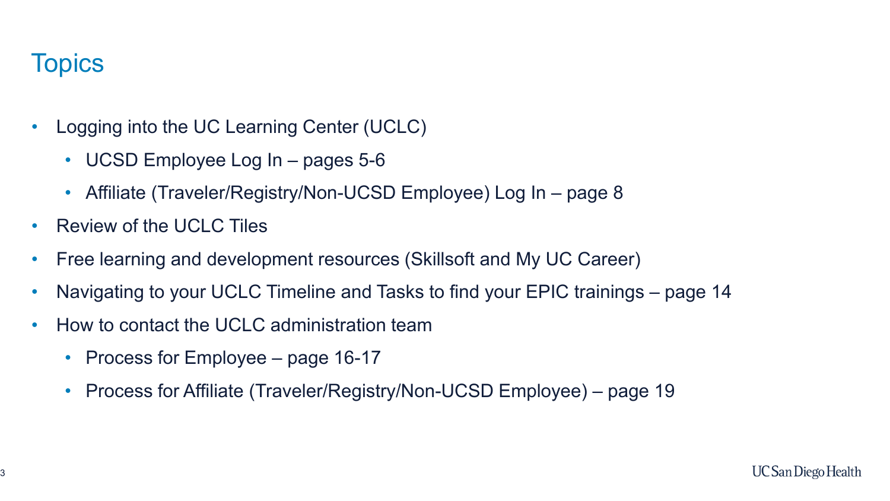# Topics

- Logging into the UC Learning Center (UCLC)
  - UCSD Employee Log In – pages 5-6
  - Affiliate (Traveler/Registry/Non-UCSD Employee) Log In – page 8
- Review of the UCLC Tiles
- Free learning and development resources (Skillsoft and My UC Career)
- Navigating to your UCLC Timeline and Tasks to find your EPIC trainings – page 14
- How to contact the UCLC administration team
  - Process for Employee – page 16-17
  - Process for Affiliate (Traveler/Registry/Non-UCSD Employee) – page 19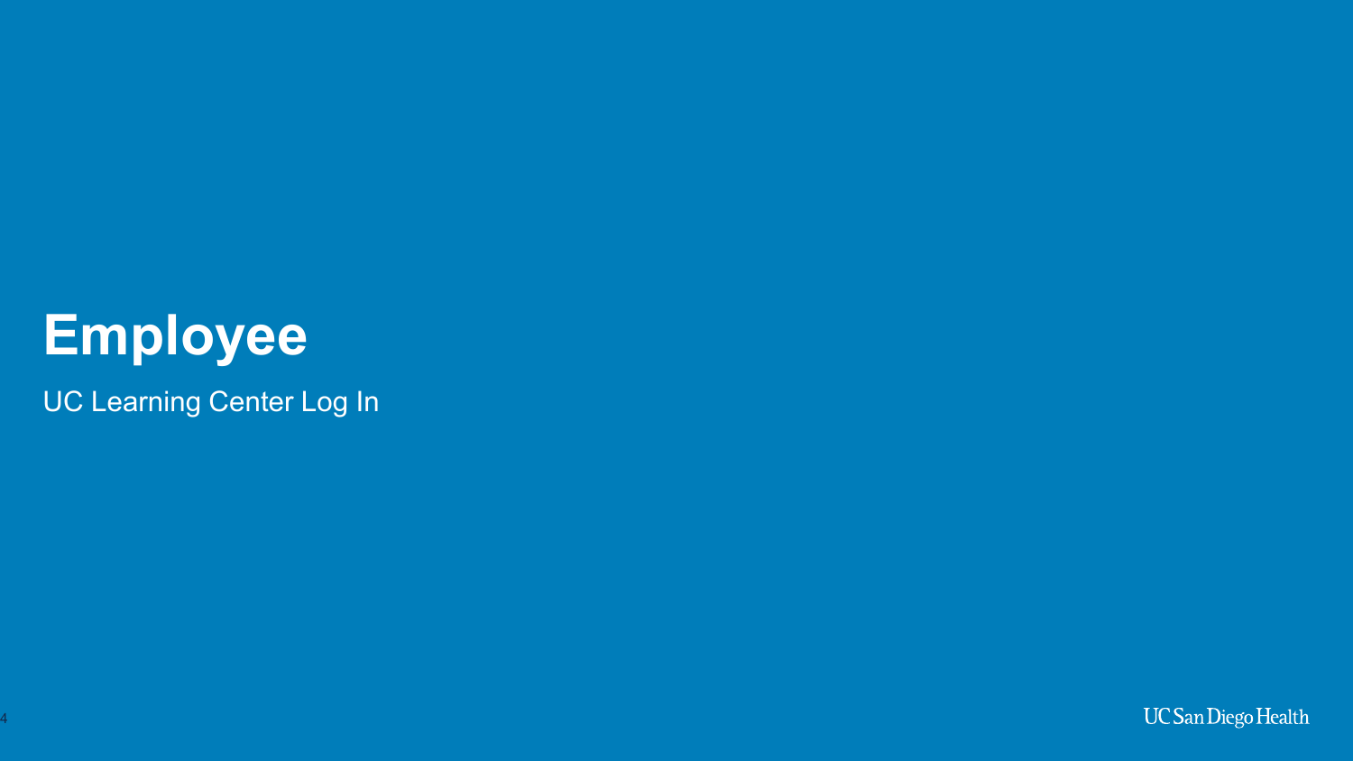# Employee

UC Learning Center Log In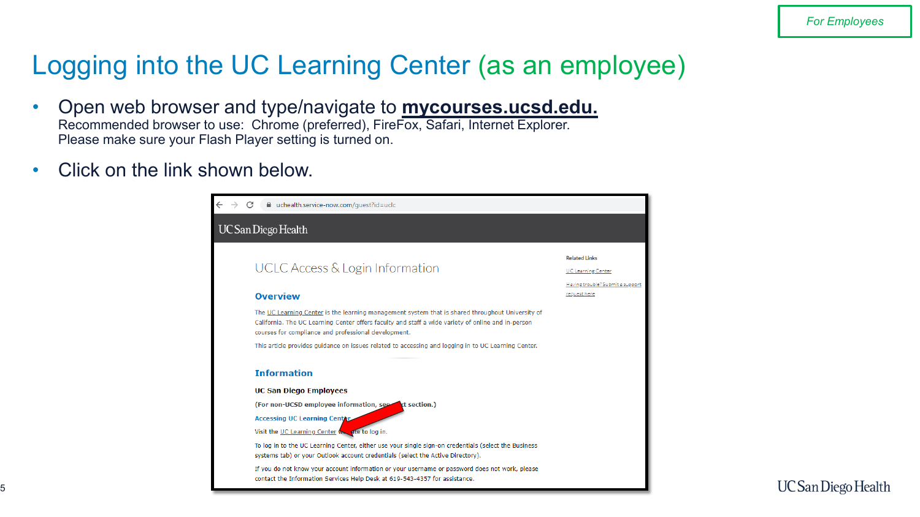*For Employees*

# Logging into the UC Learning Center (as an employee)

- Open web browser and type/navigate to **mycourses.ucsd.edu.**
  Recommended browser to use:  Chrome (preferred), FireFox, Safari, Internet Explorer.
  Please make sure your Flash Player setting is turned on.
- Click on the link shown below.

uchealth.service-now.com/guest?id=uclc

UC San Diego Health

## UCLC Access & Login Information

### Overview

The UC Learning Center is the learning management system that is shared throughout University of California. The UC Learning Center offers faculty and staff a wide variety of online and in-person courses for compliance and professional development.

This article provides guidance on issues related to accessing and logging in to UC Learning Center.

### Information

**UC San Diego Employees**

**(For non-UCSD employee information, see next section.)**

**Accessing UC Learning Center**

Visit the UC Learning Center website to log in.

To log in to the UC Learning Center, either use your single sign-on credentials (select the Business systems tab) or your Outlook account credentials (select the Active Directory).

If you do not know your account information or your username or password does not work, please contact the Information Services Help Desk at 619-543-4357 for assistance.

Related Links

UC Learning Center

Having trouble? Submit a support request here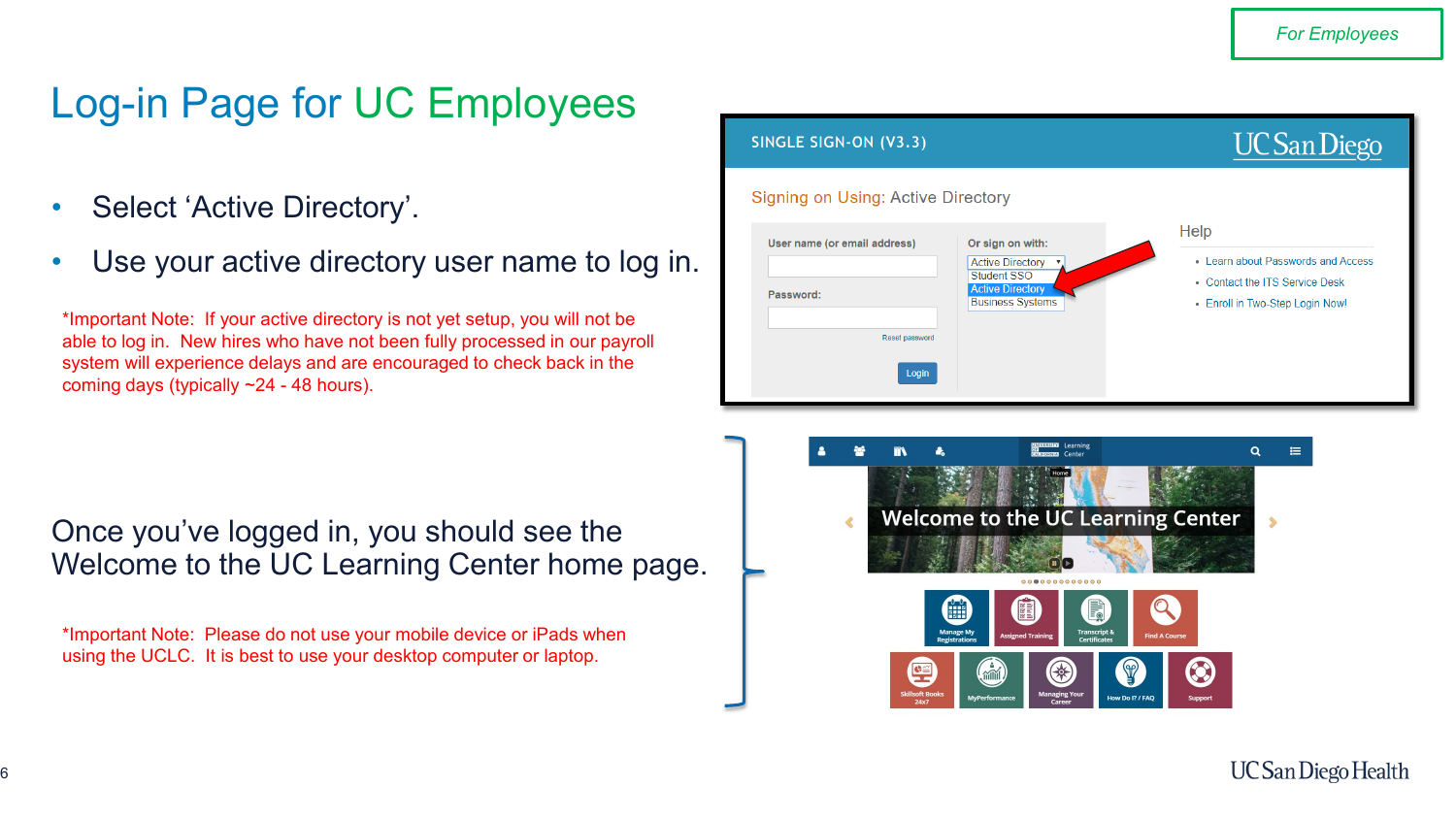For Employees

# Log-in Page for UC Employees

- Select 'Active Directory'.
- Use your active directory user name to log in.

*Important Note: If your active directory is not yet setup, you will not be able to log in. New hires who have not been fully processed in our payroll system will experience delays and are encouraged to check back in the coming days (typically ~24 - 48 hours).

Once you've logged in, you should see the Welcome to the UC Learning Center home page.

*Important Note: Please do not use your mobile device or iPads when using the UCLC. It is best to use your desktop computer or laptop.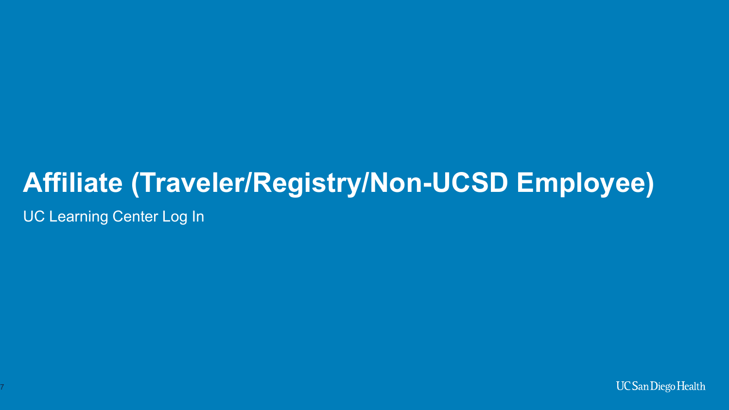# Affiliate (Traveler/Registry/Non-UCSD Employee)

UC Learning Center Log In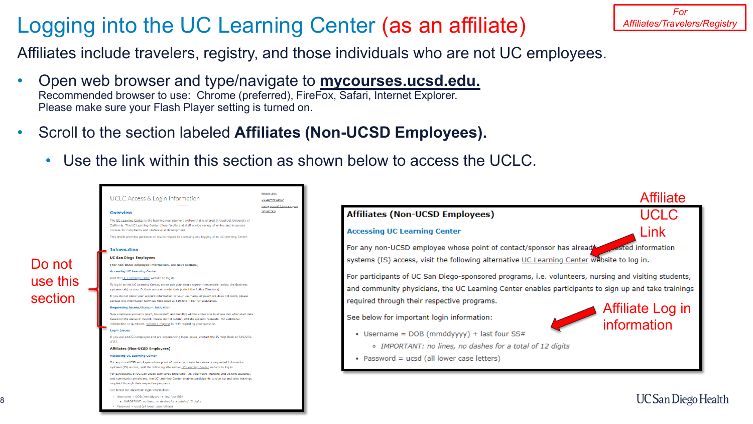# Logging into the UC Learning Center (as an affiliate)

*For Affiliates/Travelers/Registry*

Affiliates include travelers, registry, and those individuals who are not UC employees.

- Open web browser and type/navigate to **mycourses.ucsd.edu.**
  Recommended browser to use: Chrome (preferred), FireFox, Safari, Internet Explorer.
  Please make sure your Flash Player setting is turned on.
- Scroll to the section labeled **Affiliates (Non-UCSD Employees).**
  - Use the link within this section as shown below to access the UCLC.

Do not use this section

UCLC Access & Login Information

**Overview**

The UC Learning Center is the learning management system that is shared throughout University of California. The UC Learning Center offers faculty and staff a wide variety of online and in-person courses for compliance and professional development.

This article provides guidance on issues related to accessing and logging in to UC Learning Center.

**Information**

**UC San Diego Employees**

(For non-UCSD employee information, see next section.)

Accessing UC Learning Center

Visit the UC Learning Center website to log in.

To log in to the UC Learning Center, either use your single sign-on credentials (select the Business systems tab) or your Outlook account credentials (select the Active Directory).

If you do not know your account information or your username or password does not work, please contact the Information Services Help Desk at 619-543-4357 for assistance.

Requesting Access/Account Activation

New employee accounts (staff, housestaff, and faculty) will be active one business day after start date based on the status in Payroll. Please do not submit affiliate account requests. For additional information or questions, submit a request to HHR regarding your question.

Login Issues

If you are a UCSD employee and are experiencing login issues, contact the IS Help Desk at 619-543-4357.

Related Links: UC Learning Center; Having trouble? Submit a support request here

Affiliate UCLC Link

Affiliate Log in information

**Affiliates (Non-UCSD Employees)**

**Accessing UC Learning Center**

For any non-UCSD employee whose point of contact/sponsor has already requested information systems (IS) access, visit the following alternative UC Learning Center website to log in.

For participants of UC San Diego-sponsored programs, i.e. volunteers, nursing and visiting students, and community physicians, the UC Learning Center enables participants to sign up and take trainings required through their respective programs.

See below for important login information:

- Username = DOB (mmddyyyy) + last four SS#
  - *IMPORTANT: no lines, no dashes for a total of 12 digits*
- Password = ucsd (all lower case letters)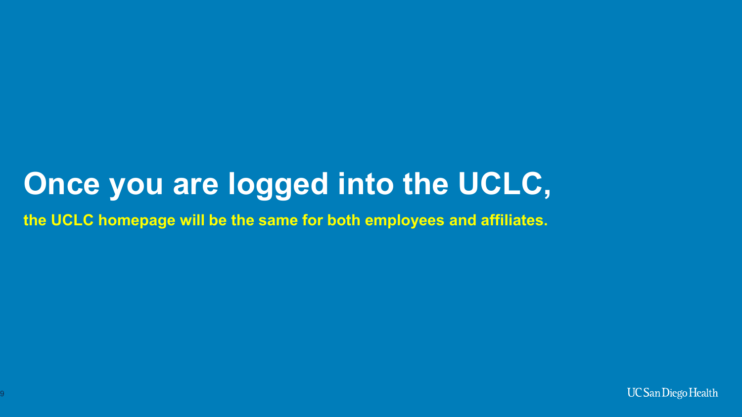# Once you are logged into the UCLC,

**the UCLC homepage will be the same for both employees and affiliates.**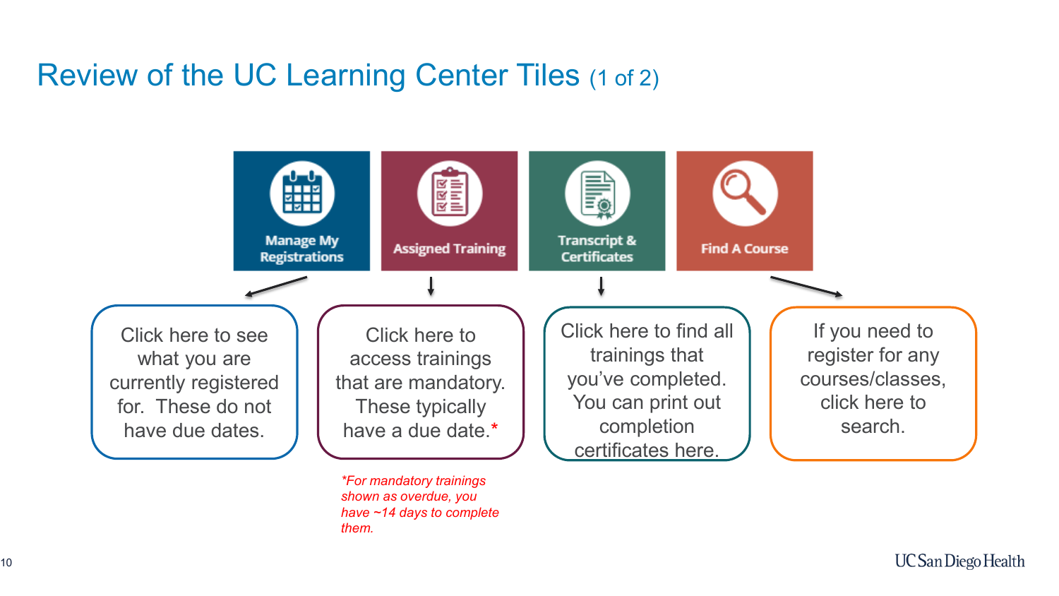# Review of the UC Learning Center Tiles (1 of 2)

**Manage My Registrations**

Click here to see what you are currently registered for. These do not have due dates.

**Assigned Training**

Click here to access trainings that are mandatory. These typically have a due date.*

*\*For mandatory trainings shown as overdue, you have ~14 days to complete them.*

**Transcript & Certificates**

Click here to find all trainings that you've completed. You can print out completion certificates here.

**Find A Course**

If you need to register for any courses/classes, click here to search.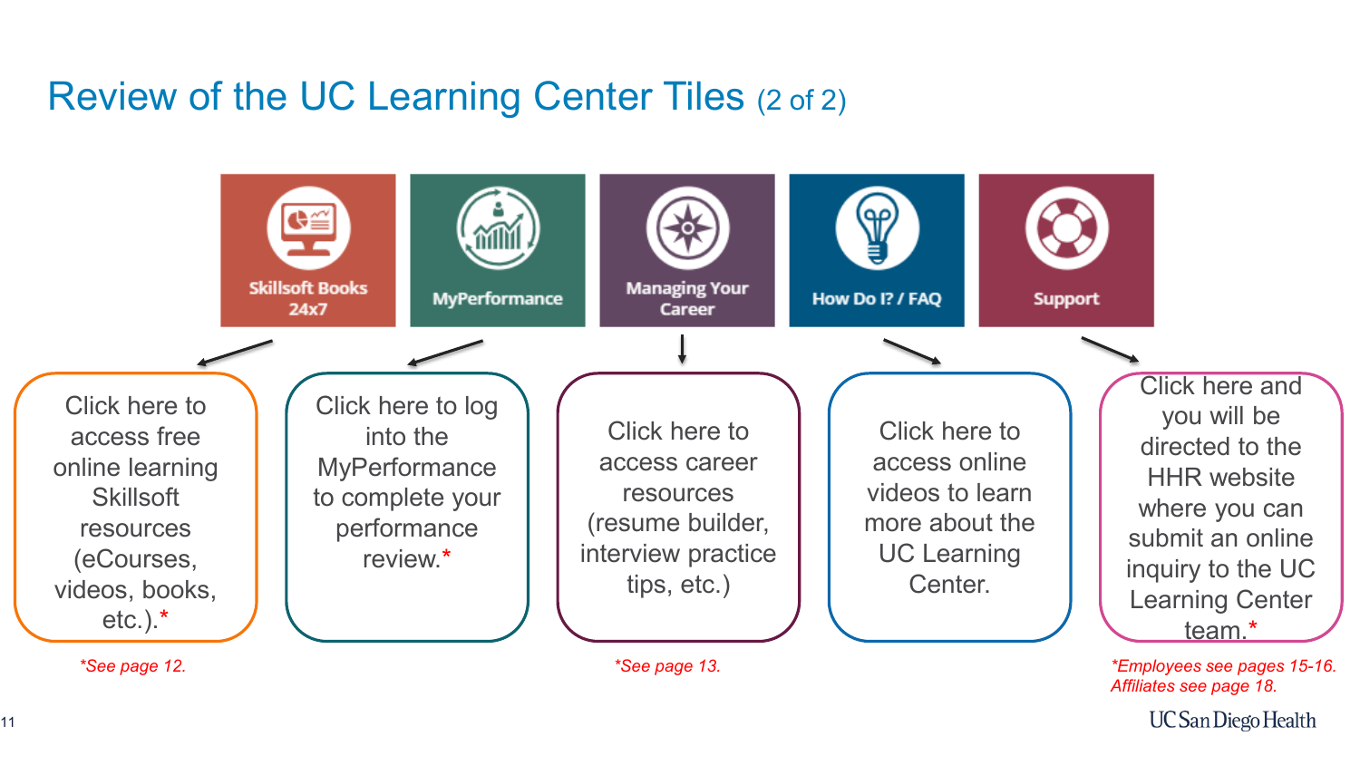# Review of the UC Learning Center Tiles (2 of 2)

| Skillsoft Books 24x7 | MyPerformance | Managing Your Career | How Do I? / FAQ | Support |
|---|---|---|---|---|
| Click here to access free online learning Skillsoft resources (eCourses, videos, books, etc.).* | Click here to log into the MyPerformance to complete your performance review.* | Click here to access career resources (resume builder, interview practice tips, etc.) | Click here to access online videos to learn more about the UC Learning Center. | Click here and you will be directed to the HHR website where you can submit an online inquiry to the UC Learning Center team.* |
| *See page 12. | | *See page 13. | | *Employees see pages 15-16. Affiliates see page 18. |

UC San Diego Health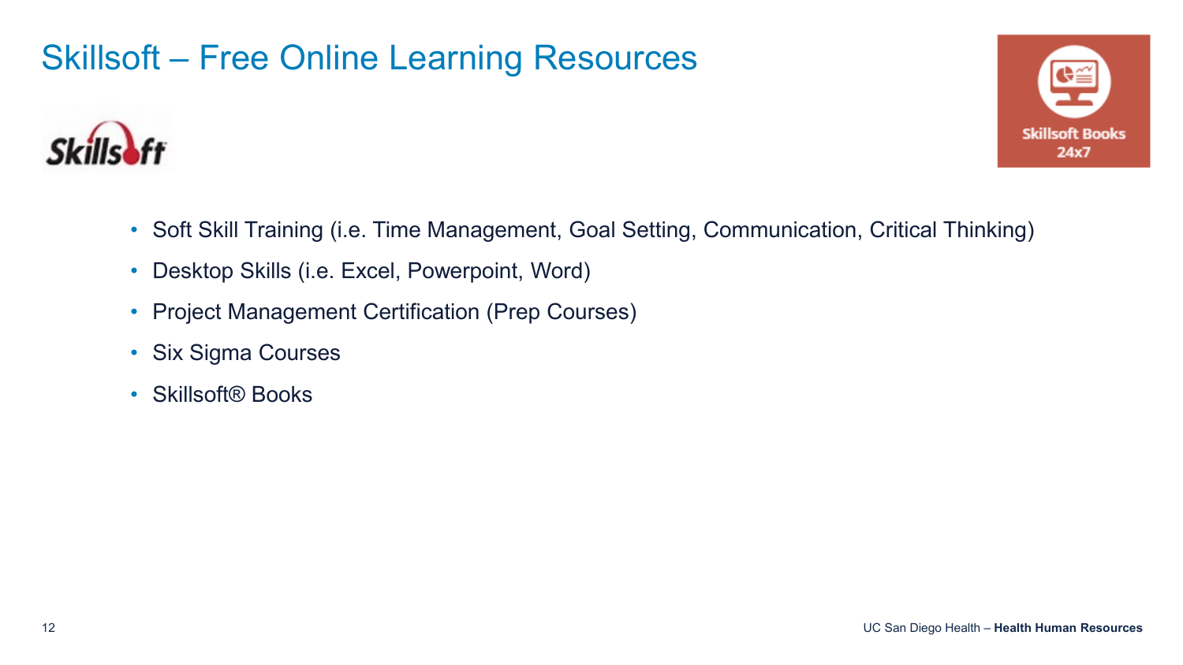# Skillsoft – Free Online Learning Resources

Skillsoft

Skillsoft Books 24x7

- Soft Skill Training (i.e. Time Management, Goal Setting, Communication, Critical Thinking)
- Desktop Skills (i.e. Excel, Powerpoint, Word)
- Project Management Certification (Prep Courses)
- Six Sigma Courses
- Skillsoft® Books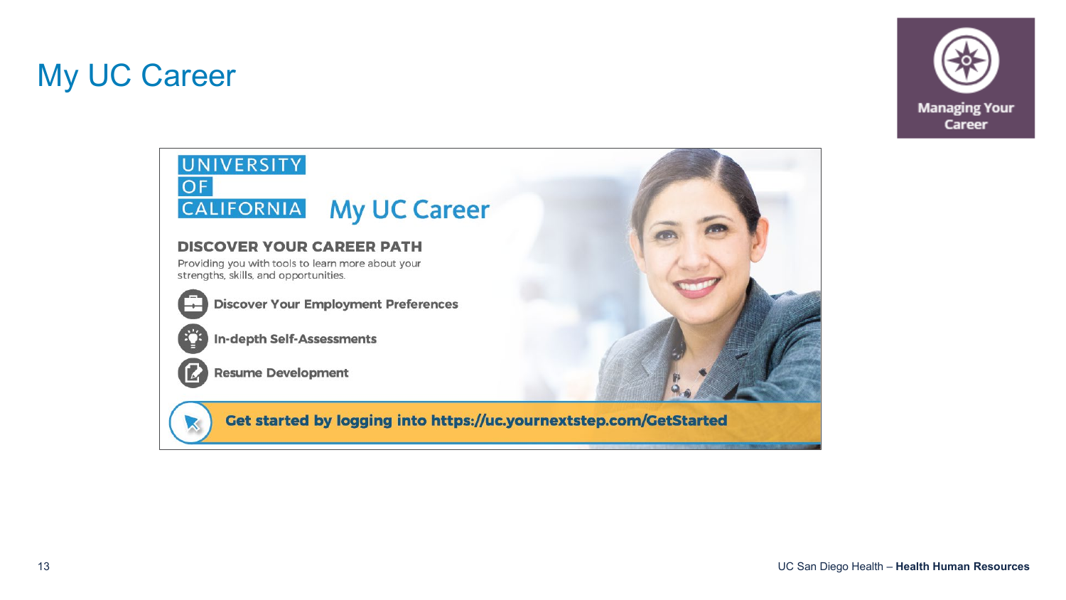# My UC Career

Managing Your Career

UNIVERSITY OF CALIFORNIA

## My UC Career

### DISCOVER YOUR CAREER PATH

Providing you with tools to learn more about your strengths, skills, and opportunities.

- **Discover Your Employment Preferences**
- **In-depth Self-Assessments**
- **Resume Development**

**Get started by logging into https://uc.yournextstep.com/GetStarted**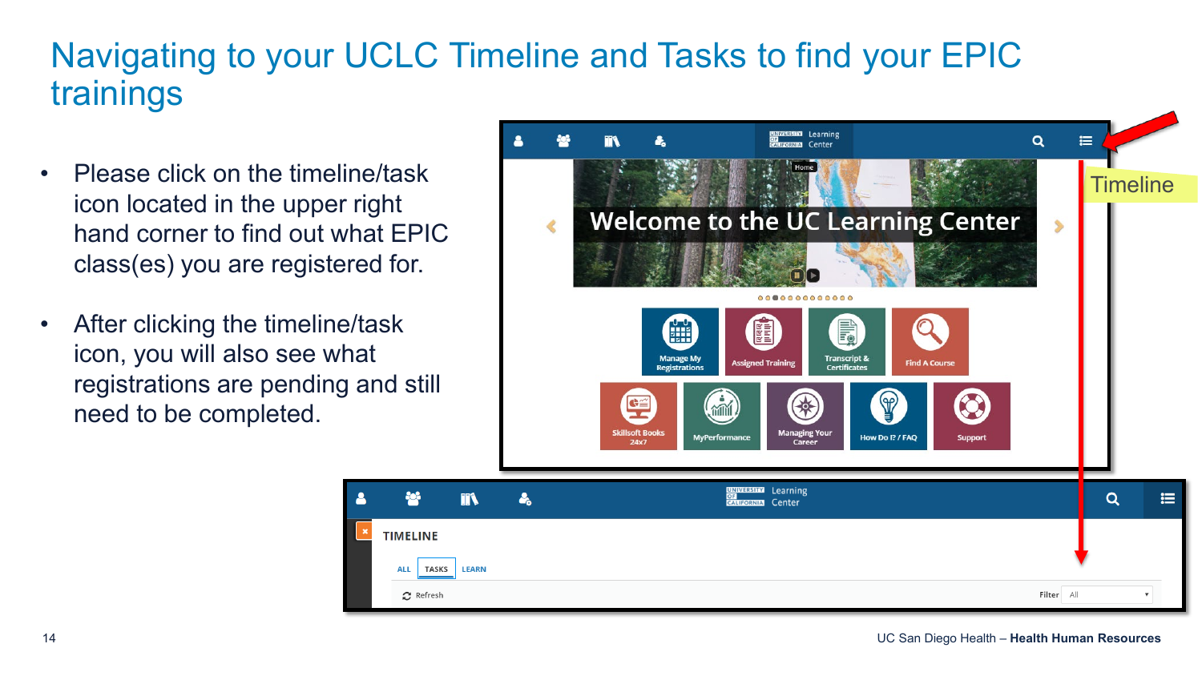# Navigating to your UCLC Timeline and Tasks to find your EPIC trainings

- Please click on the timeline/task icon located in the upper right hand corner to find out what EPIC class(es) you are registered for.
- After clicking the timeline/task icon, you will also see what registrations are pending and still need to be completed.

Timeline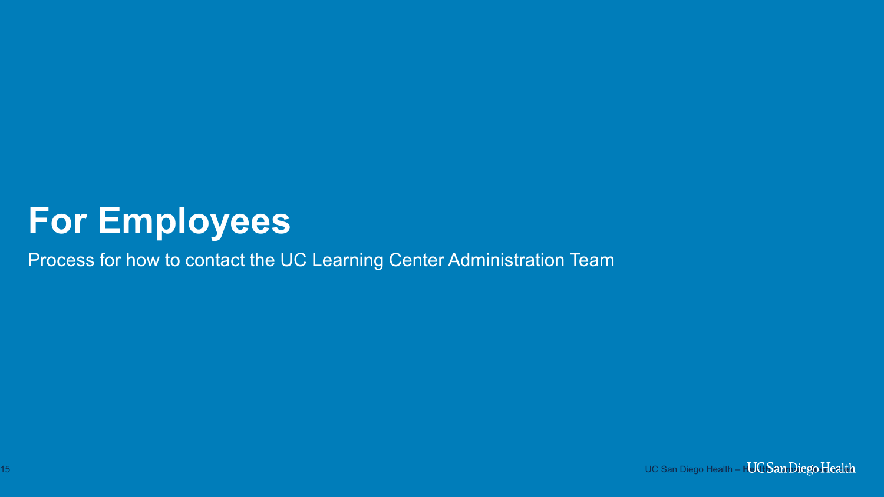# For Employees

Process for how to contact the UC Learning Center Administration Team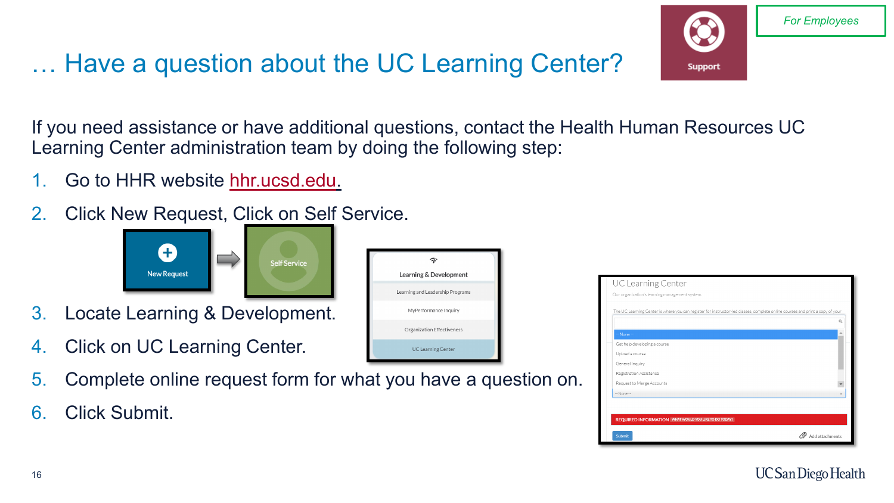# … Have a question about the UC Learning Center?

*For Employees*

If you need assistance or have additional questions, contact the Health Human Resources UC Learning Center administration team by doing the following step:

1. Go to HHR website hhr.ucsd.edu.
2. Click New Request, Click on Self Service.
3. Locate Learning & Development.
4. Click on UC Learning Center.
5. Complete online request form for what you have a question on.
6. Click Submit.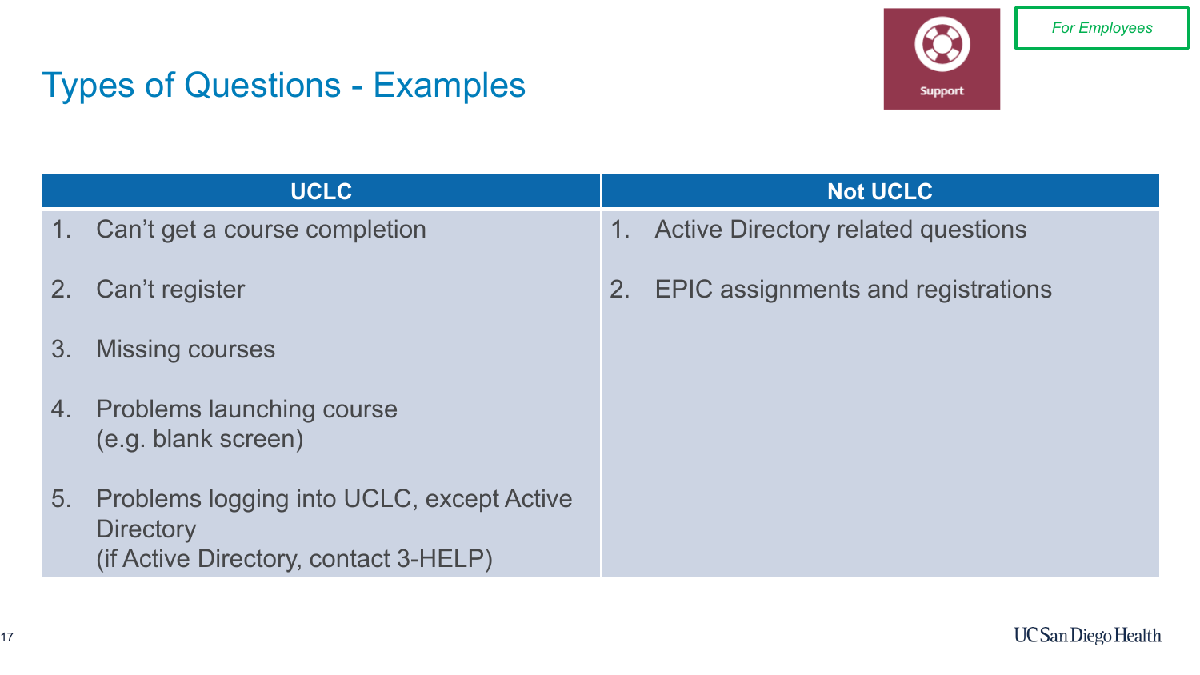For Employees

Support

# Types of Questions - Examples

| UCLC | Not UCLC |
| --- | --- |
| 1. Can't get a course completion | 1. Active Directory related questions |
| 2. Can't register | 2. EPIC assignments and registrations |
| 3. Missing courses | |
| 4. Problems launching course (e.g. blank screen) | |
| 5. Problems logging into UCLC, except Active Directory (if Active Directory, contact 3-HELP) | |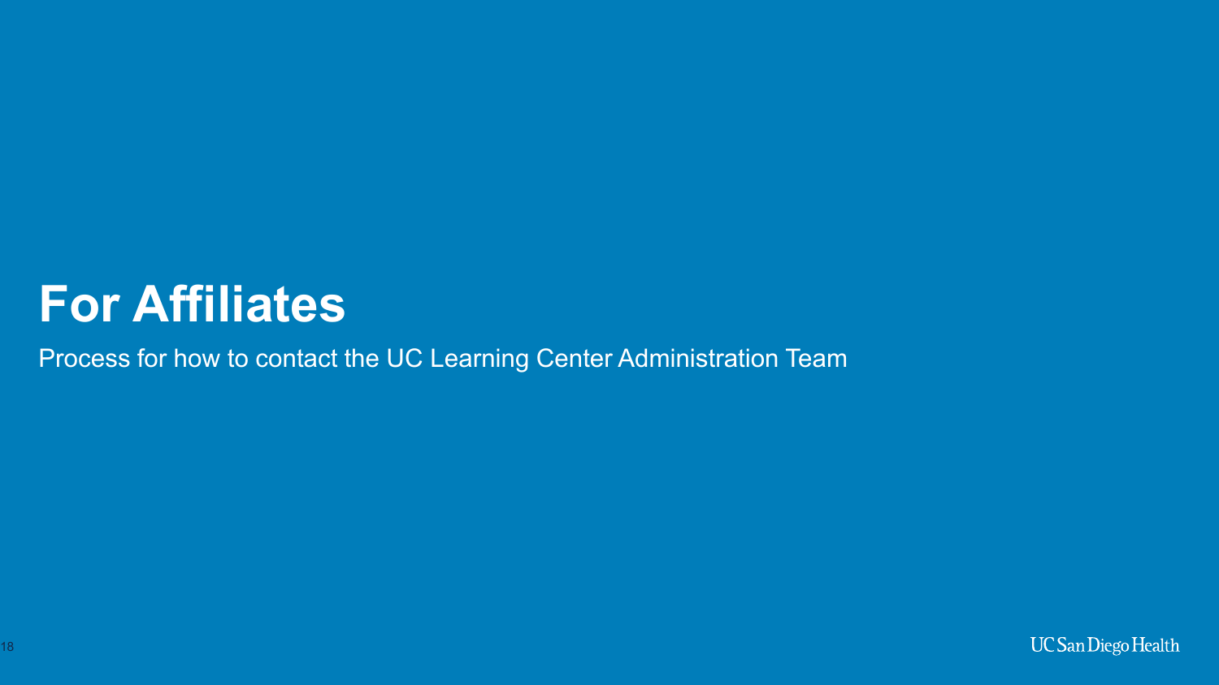# For Affiliates

Process for how to contact the UC Learning Center Administration Team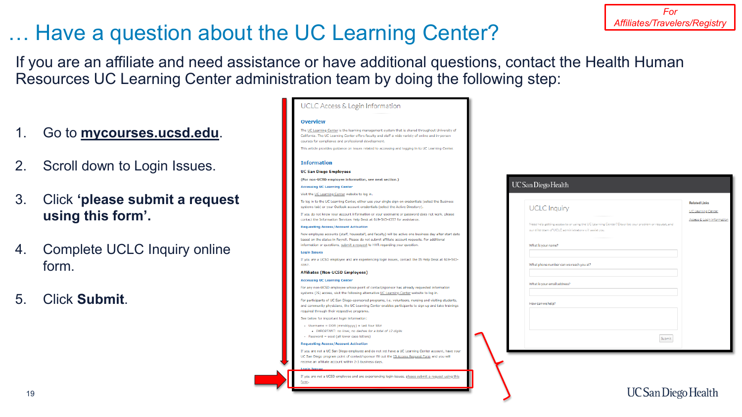*For Affiliates/Travelers/Registry*

# … Have a question about the UC Learning Center?

If you are an affiliate and need assistance or have additional questions, contact the Health Human Resources UC Learning Center administration team by doing the following step:

1. Go to **mycourses.ucsd.edu**.
2. Scroll down to Login Issues.
3. Click **'please submit a request using this form'.**
4. Complete UCLC Inquiry online form.
5. Click **Submit**.